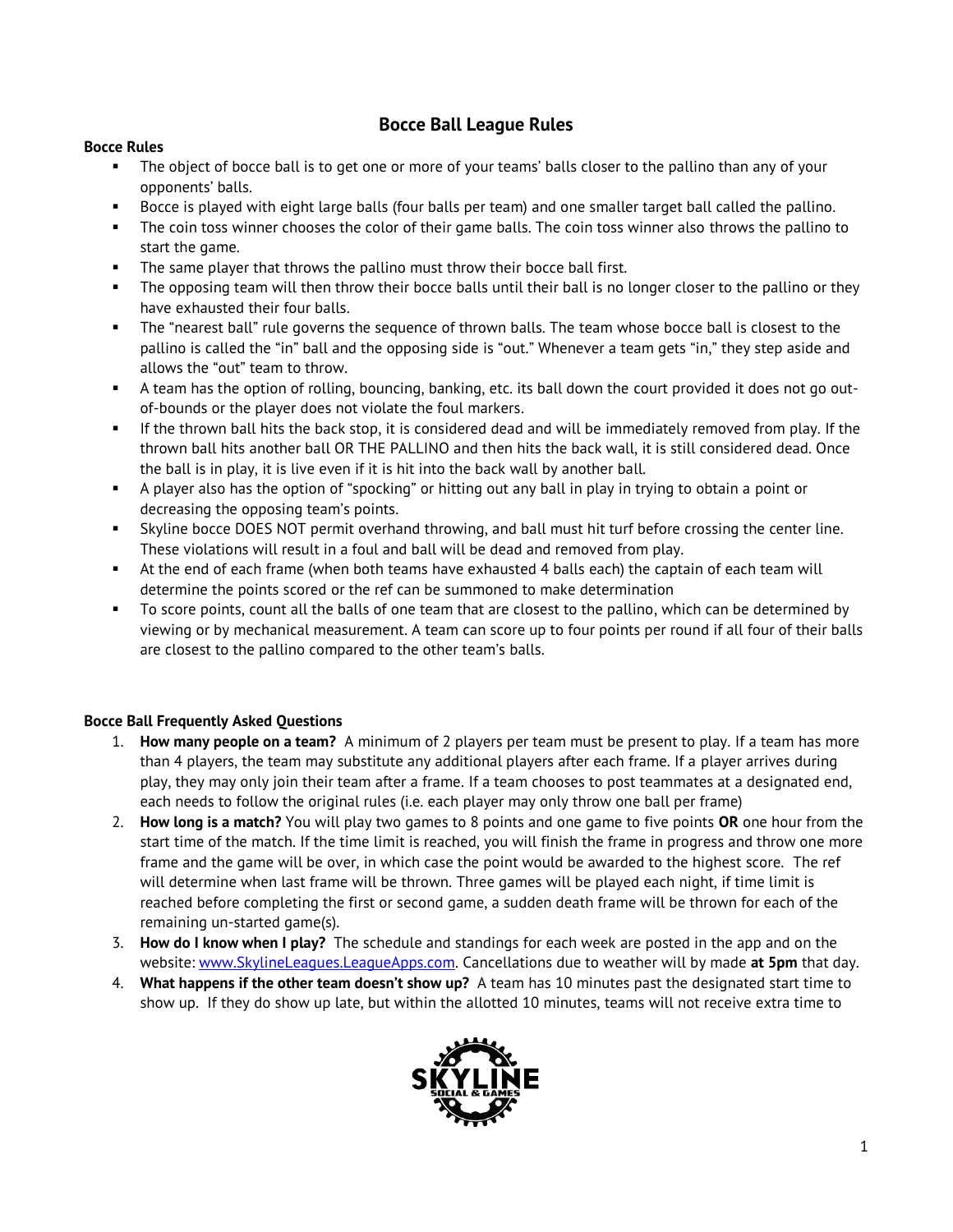# Bocce Ball League Rules

## Bocce Rules

- The object of bocce ball is to get one or more of your teams' balls closer to the pallino than any of your opponents' balls.
- Bocce is played with eight large balls (four balls per team) and one smaller target ball called the pallino.
- The coin toss winner chooses the color of their game balls. The coin toss winner also throws the pallino to start the game.
- The same player that throws the pallino must throw their bocce ball first.
- The opposing team will then throw their bocce balls until their ball is no longer closer to the pallino or they have exhausted their four balls.
- The "nearest ball" rule governs the sequence of thrown balls. The team whose bocce ball is closest to the pallino is called the "in" ball and the opposing side is "out." Whenever a team gets "in," they step aside and allows the "out" team to throw.
- A team has the option of rolling, bouncing, banking, etc. its ball down the court provided it does not go out-of-bounds or the player does not violate the foul markers.
- If the thrown ball hits the back stop, it is considered dead and will be immediately removed from play. If the thrown ball hits another ball OR THE PALLINO and then hits the back wall, it is still considered dead. Once the ball is in play, it is live even if it is hit into the back wall by another ball.
- A player also has the option of "spocking" or hitting out any ball in play in trying to obtain a point or decreasing the opposing team's points.
- Skyline bocce DOES NOT permit overhand throwing, and ball must hit turf before crossing the center line. These violations will result in a foul and ball will be dead and removed from play.
- At the end of each frame (when both teams have exhausted 4 balls each) the captain of each team will determine the points scored or the ref can be summoned to make determination
- To score points, count all the balls of one team that are closest to the pallino, which can be determined by viewing or by mechanical measurement. A team can score up to four points per round if all four of their balls are closest to the pallino compared to the other team's balls.

## Bocce Ball Frequently Asked Questions

1. **How many people on a team?** A minimum of 2 players per team must be present to play. If a team has more than 4 players, the team may substitute any additional players after each frame. If a player arrives during play, they may only join their team after a frame. If a team chooses to post teammates at a designated end, each needs to follow the original rules (i.e. each player may only throw one ball per frame)
2. **How long is a match?** You will play two games to 8 points and one game to five points **OR** one hour from the start time of the match. If the time limit is reached, you will finish the frame in progress and throw one more frame and the game will be over, in which case the point would be awarded to the highest score. The ref will determine when last frame will be thrown. Three games will be played each night, if time limit is reached before completing the first or second game, a sudden death frame will be thrown for each of the remaining un-started game(s).
3. **How do I know when I play?** The schedule and standings for each week are posted in the app and on the website: [www.SkylineLeagues.LeagueApps.com](www.SkylineLeagues.LeagueApps.com). Cancellations due to weather will by made **at 5pm** that day.
4. **What happens if the other team doesn't show up?** A team has 10 minutes past the designated start time to show up. If they do show up late, but within the allotted 10 minutes, teams will not receive extra time to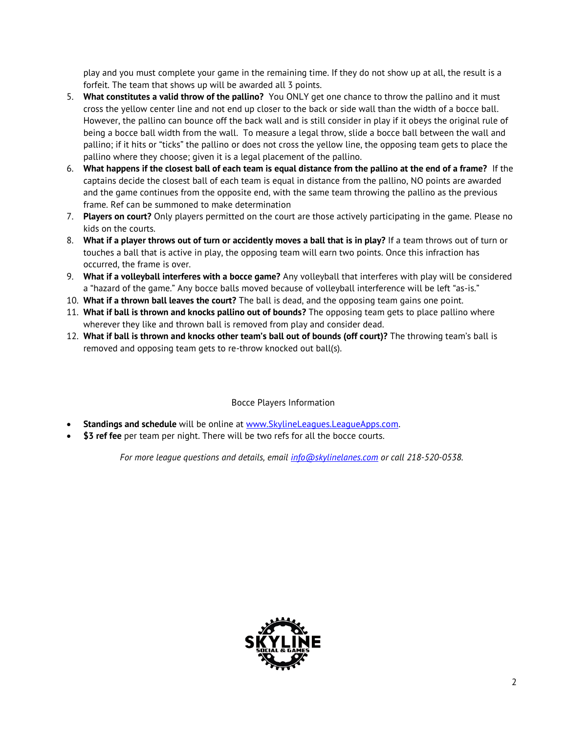play and you must complete your game in the remaining time. If they do not show up at all, the result is a forfeit. The team that shows up will be awarded all 3 points.

5. **What constitutes a valid throw of the pallino?** You ONLY get one chance to throw the pallino and it must cross the yellow center line and not end up closer to the back or side wall than the width of a bocce ball. However, the pallino can bounce off the back wall and is still consider in play if it obeys the original rule of being a bocce ball width from the wall. To measure a legal throw, slide a bocce ball between the wall and pallino; if it hits or "ticks" the pallino or does not cross the yellow line, the opposing team gets to place the pallino where they choose; given it is a legal placement of the pallino.
6. **What happens if the closest ball of each team is equal distance from the pallino at the end of a frame?** If the captains decide the closest ball of each team is equal in distance from the pallino, NO points are awarded and the game continues from the opposite end, with the same team throwing the pallino as the previous frame. Ref can be summoned to make determination
7. **Players on court?** Only players permitted on the court are those actively participating in the game. Please no kids on the courts.
8. **What if a player throws out of turn or accidently moves a ball that is in play?** If a team throws out of turn or touches a ball that is active in play, the opposing team will earn two points. Once this infraction has occurred, the frame is over.
9. **What if a volleyball interferes with a bocce game?** Any volleyball that interferes with play will be considered a "hazard of the game." Any bocce balls moved because of volleyball interference will be left "as-is."
10. **What if a thrown ball leaves the court?** The ball is dead, and the opposing team gains one point.
11. **What if ball is thrown and knocks pallino out of bounds?** The opposing team gets to place pallino where wherever they like and thrown ball is removed from play and consider dead.
12. **What if ball is thrown and knocks other team's ball out of bounds (off court)?** The throwing team's ball is removed and opposing team gets to re-throw knocked out ball(s).

Bocce Players Information

- **Standings and schedule** will be online at www.SkylineLeagues.LeagueApps.com.
- **$3 ref fee** per team per night. There will be two refs for all the bocce courts.

*For more league questions and details, email info@skylinelanes.com or call 218-520-0538.*

SKYLINE SOCIAL & GAMES